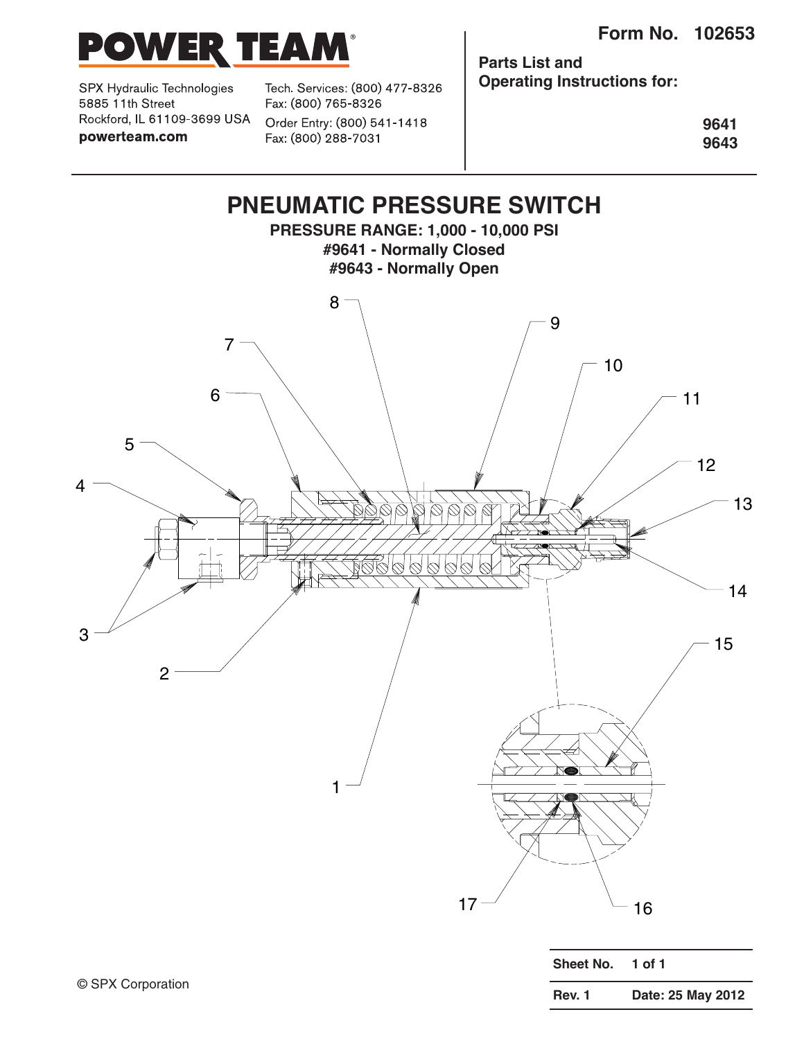# POWER TEAM

SPX Hydraulic Technologies
5885 11th Street
Rockford, IL 61109-3699 USA
**powerteam.com**

Tech. Services: (800) 477-8326
Fax: (800) 765-8326
Order Entry: (800) 541-1418
Fax: (800) 288-7031

**Form No. 102653**

**Parts List and Operating Instructions for:**

**9641**
**9643**

# PNEUMATIC PRESSURE SWITCH

**PRESSURE RANGE: 1,000 - 10,000 PSI**
**#9641 - Normally Closed**
**#9643 - Normally Open**

1 2 3 4 5 6 7 8 9 10 11 12 13 14 15 16 17

| Sheet No. | 1 of 1 |
|---|---|
| Rev. 1 | Date: 25 May 2012 |

© SPX Corporation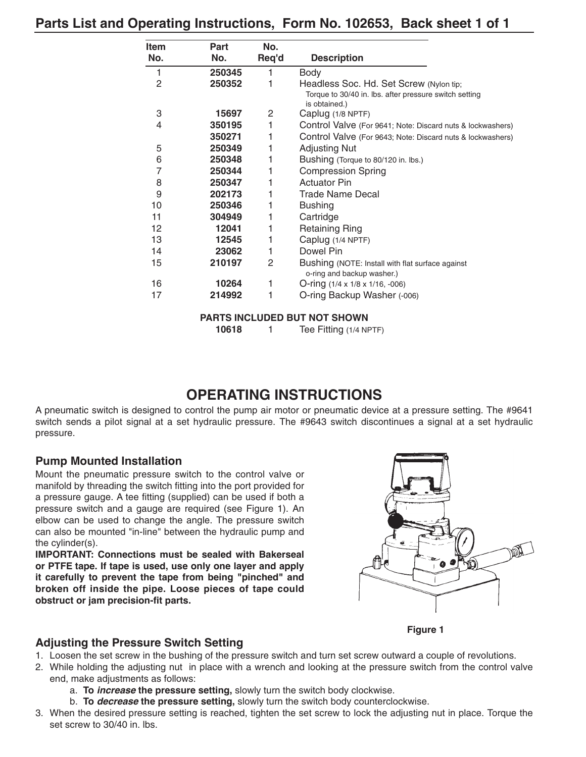## Parts List and Operating Instructions, Form No. 102653, Back sheet 1 of 1

| Item No. | Part No. | No. Req'd | Description |
|---|---|---|---|
| 1 | 250345 | 1 | Body |
| 2 | 250352 | 1 | Headless Soc. Hd. Set Screw (Nylon tip; Torque to 30/40 in. lbs. after pressure switch setting is obtained.) |
| 3 | 15697 | 2 | Caplug (1/8 NPTF) |
| 4 | 350195 | 1 | Control Valve (For 9641; Note: Discard nuts & lockwashers) |
| | 350271 | 1 | Control Valve (For 9643; Note: Discard nuts & lockwashers) |
| 5 | 250349 | 1 | Adjusting Nut |
| 6 | 250348 | 1 | Bushing (Torque to 80/120 in. lbs.) |
| 7 | 250344 | 1 | Compression Spring |
| 8 | 250347 | 1 | Actuator Pin |
| 9 | 202173 | 1 | Trade Name Decal |
| 10 | 250346 | 1 | Bushing |
| 11 | 304949 | 1 | Cartridge |
| 12 | 12041 | 1 | Retaining Ring |
| 13 | 12545 | 1 | Caplug (1/4 NPTF) |
| 14 | 23062 | 1 | Dowel Pin |
| 15 | 210197 | 2 | Bushing (NOTE: Install with flat surface against o-ring and backup washer.) |
| 16 | 10264 | 1 | O-ring (1/4 x 1/8 x 1/16, -006) |
| 17 | 214992 | 1 | O-ring Backup Washer (-006) |
| | **PARTS INCLUDED BUT NOT SHOWN** | | |
| | 10618 | 1 | Tee Fitting (1/4 NPTF) |

# OPERATING INSTRUCTIONS

A pneumatic switch is designed to control the pump air motor or pneumatic device at a pressure setting. The #9641 switch sends a pilot signal at a set hydraulic pressure. The #9643 switch discontinues a signal at a set hydraulic pressure.

### Pump Mounted Installation

Mount the pneumatic pressure switch to the control valve or manifold by threading the switch fitting into the port provided for a pressure gauge. A tee fitting (supplied) can be used if both a pressure switch and a gauge are required (see Figure 1). An elbow can be used to change the angle. The pressure switch can also be mounted "in-line" between the hydraulic pump and the cylinder(s).

**IMPORTANT: Connections must be sealed with Bakerseal or PTFE tape. If tape is used, use only one layer and apply it carefully to prevent the tape from being "pinched" and broken off inside the pipe. Loose pieces of tape could obstruct or jam precision-fit parts.**

**Figure 1**

### Adjusting the Pressure Switch Setting

1. Loosen the set screw in the bushing of the pressure switch and turn set screw outward a couple of revolutions.
2. While holding the adjusting nut in place with a wrench and looking at the pressure switch from the control valve end, make adjustments as follows:
   a. **To *increase* the pressure setting,** slowly turn the switch body clockwise.
   b. **To *decrease* the pressure setting,** slowly turn the switch body counterclockwise.
3. When the desired pressure setting is reached, tighten the set screw to lock the adjusting nut in place. Torque the set screw to 30/40 in. lbs.